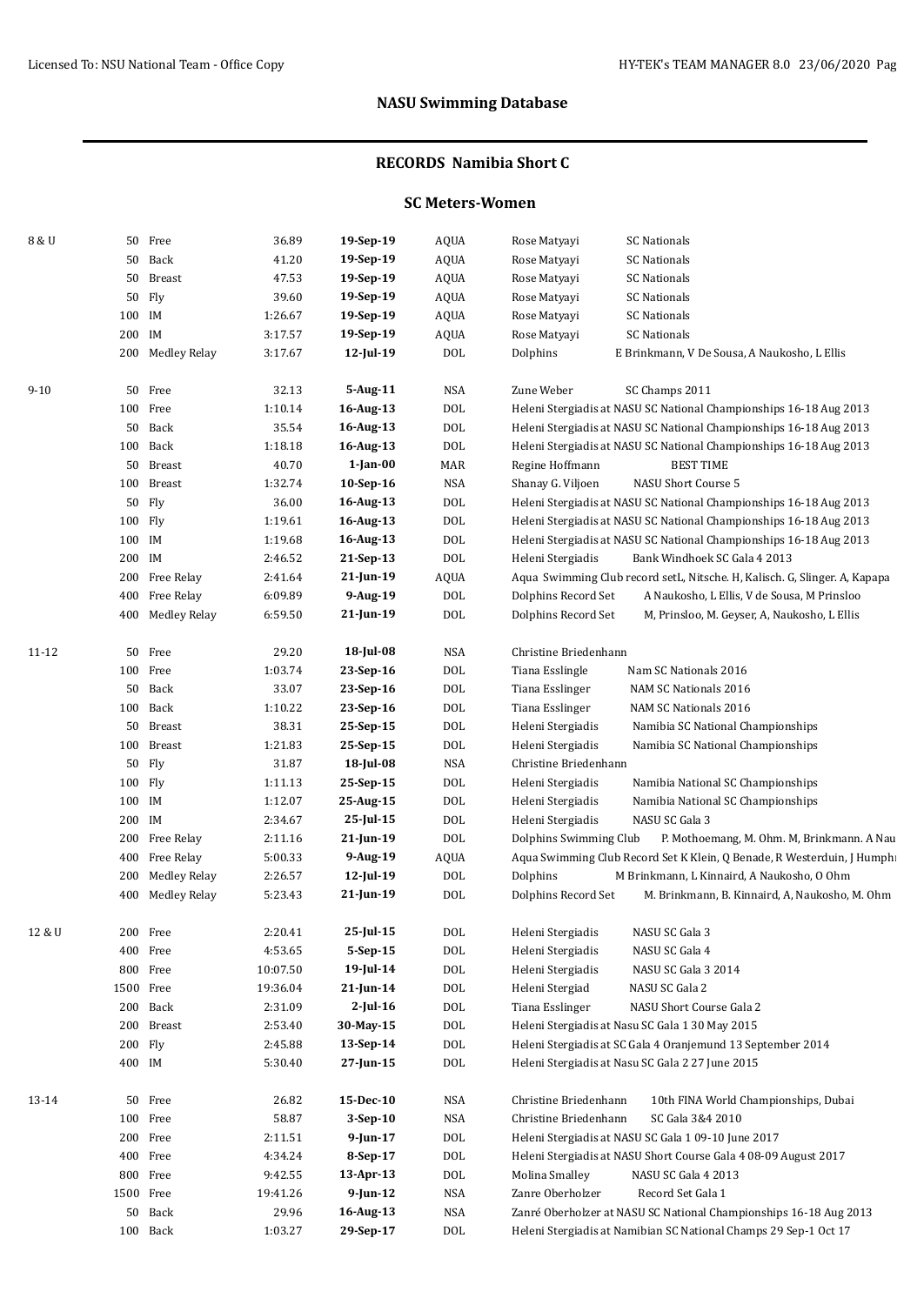## NASU Swimming Database

### RECORDS Namibia Short C

#### SC Meters-Women

| Age Group | Dist | Event | Time | Date | Club | Name | Meet / Details |
|---|---|---|---|---|---|---|---|
| 8 & U | 50 | Free | 36.89 | **19-Sep-19** | AQUA | Rose Matyayi | SC Nationals |
| | 50 | Back | 41.20 | **19-Sep-19** | AQUA | Rose Matyayi | SC Nationals |
| | 50 | Breast | 47.53 | **19-Sep-19** | AQUA | Rose Matyayi | SC Nationals |
| | 50 | Fly | 39.60 | **19-Sep-19** | AQUA | Rose Matyayi | SC Nationals |
| | 100 | IM | 1:26.67 | **19-Sep-19** | AQUA | Rose Matyayi | SC Nationals |
| | 200 | IM | 3:17.57 | **19-Sep-19** | AQUA | Rose Matyayi | SC Nationals |
| | 200 | Medley Relay | 3:17.67 | **12-Jul-19** | DOL | Dolphins | E Brinkmann, V De Sousa, A Naukosho, L Ellis |
| 9-10 | 50 | Free | 32.13 | **5-Aug-11** | NSA | Zune Weber | SC Champs 2011 |
| | 100 | Free | 1:10.14 | **16-Aug-13** | DOL | Heleni Stergiadis at NASU SC National Championships 16-18 Aug 2013 | |
| | 50 | Back | 35.54 | **16-Aug-13** | DOL | Heleni Stergiadis at NASU SC National Championships 16-18 Aug 2013 | |
| | 100 | Back | 1:18.18 | **16-Aug-13** | DOL | Heleni Stergiadis at NASU SC National Championships 16-18 Aug 2013 | |
| | 50 | Breast | 40.70 | **1-Jan-00** | MAR | Regine Hoffmann | BEST TIME |
| | 100 | Breast | 1:32.74 | **10-Sep-16** | NSA | Shanay G. Viljoen | NASU Short Course 5 |
| | 50 | Fly | 36.00 | **16-Aug-13** | DOL | Heleni Stergiadis at NASU SC National Championships 16-18 Aug 2013 | |
| | 100 | Fly | 1:19.61 | **16-Aug-13** | DOL | Heleni Stergiadis at NASU SC National Championships 16-18 Aug 2013 | |
| | 100 | IM | 1:19.68 | **16-Aug-13** | DOL | Heleni Stergiadis at NASU SC National Championships 16-18 Aug 2013 | |
| | 200 | IM | 2:46.52 | **21-Sep-13** | DOL | Heleni Stergiadis | Bank Windhoek SC Gala 4 2013 |
| | 200 | Free Relay | 2:41.64 | **21-Jun-19** | AQUA | Aqua Swimming Club record setL, Nitsche. H, Kalisch. G, Slinger. A, Kapapa | |
| | 400 | Free Relay | 6:09.89 | **9-Aug-19** | DOL | Dolphins Record Set | A Naukosho, L Ellis, V de Sousa, M Prinsloo |
| | 400 | Medley Relay | 6:59.50 | **21-Jun-19** | DOL | Dolphins Record Set | M, Prinsloo, M. Geyser, A, Naukosho, L Ellis |
| 11-12 | 50 | Free | 29.20 | **18-Jul-08** | NSA | Christine Briedenhann | |
| | 100 | Free | 1:03.74 | **23-Sep-16** | DOL | Tiana Esslingle | Nam SC Nationals 2016 |
| | 50 | Back | 33.07 | **23-Sep-16** | DOL | Tiana Esslinger | NAM SC Nationals 2016 |
| | 100 | Back | 1:10.22 | **23-Sep-16** | DOL | Tiana Esslinger | NAM SC Nationals 2016 |
| | 50 | Breast | 38.31 | **25-Sep-15** | DOL | Heleni Stergiadis | Namibia SC National Championships |
| | 100 | Breast | 1:21.83 | **25-Sep-15** | DOL | Heleni Stergiadis | Namibia SC National Championships |
| | 50 | Fly | 31.87 | **18-Jul-08** | NSA | Christine Briedenhann | |
| | 100 | Fly | 1:11.13 | **25-Sep-15** | DOL | Heleni Stergiadis | Namibia National SC Championships |
| | 100 | IM | 1:12.07 | **25-Aug-15** | DOL | Heleni Stergiadis | Namibia National SC Championships |
| | 200 | IM | 2:34.67 | **25-Jul-15** | DOL | Heleni Stergiadis | NASU SC Gala 3 |
| | 200 | Free Relay | 2:11.16 | **21-Jun-19** | DOL | Dolphins Swimming Club | P. Mothoemang, M. Ohm. M, Brinkmann. A Nau |
| | 400 | Free Relay | 5:00.33 | **9-Aug-19** | AQUA | Aqua Swimming Club Record Set K Klein, Q Benade, R Westerduin, J Humph | |
| | 200 | Medley Relay | 2:26.57 | **12-Jul-19** | DOL | Dolphins | M Brinkmann, L Kinnaird, A Naukosho, O Ohm |
| | 400 | Medley Relay | 5:23.43 | **21-Jun-19** | DOL | Dolphins Record Set | M. Brinkmann, B. Kinnaird, A, Naukosho, M. Ohm |
| 12 & U | 200 | Free | 2:20.41 | **25-Jul-15** | DOL | Heleni Stergiadis | NASU SC Gala 3 |
| | 400 | Free | 4:53.65 | **5-Sep-15** | DOL | Heleni Stergiadis | NASU SC Gala 4 |
| | 800 | Free | 10:07.50 | **19-Jul-14** | DOL | Heleni Stergiadis | NASU SC Gala 3 2014 |
| | 1500 | Free | 19:36.04 | **21-Jun-14** | DOL | Heleni Stergiad | NASU SC Gala 2 |
| | 200 | Back | 2:31.09 | **2-Jul-16** | DOL | Tiana Esslinger | NASU Short Course Gala 2 |
| | 200 | Breast | 2:53.40 | **30-May-15** | DOL | Heleni Stergiadis at Nasu SC Gala 1 30 May 2015 | |
| | 200 | Fly | 2:45.88 | **13-Sep-14** | DOL | Heleni Stergiadis at SC Gala 4 Oranjemund 13 September 2014 | |
| | 400 | IM | 5:30.40 | **27-Jun-15** | DOL | Heleni Stergiadis at Nasu SC Gala 2 27 June 2015 | |
| 13-14 | 50 | Free | 26.82 | **15-Dec-10** | NSA | Christine Briedenhann | 10th FINA World Championships, Dubai |
| | 100 | Free | 58.87 | **3-Sep-10** | NSA | Christine Briedenhann | SC Gala 3&4 2010 |
| | 200 | Free | 2:11.51 | **9-Jun-17** | DOL | Heleni Stergiadis at NASU SC Gala 1 09-10 June 2017 | |
| | 400 | Free | 4:34.24 | **8-Sep-17** | DOL | Heleni Stergiadis at NASU Short Course Gala 4 08-09 August 2017 | |
| | 800 | Free | 9:42.55 | **13-Apr-13** | DOL | Molina Smalley | NASU SC Gala 4 2013 |
| | 1500 | Free | 19:41.26 | **9-Jun-12** | NSA | Zanre Oberholzer | Record Set Gala 1 |
| | 50 | Back | 29.96 | **16-Aug-13** | NSA | Zanré Oberholzer at NASU SC National Championships 16-18 Aug 2013 | |
| | 100 | Back | 1:03.27 | **29-Sep-17** | DOL | Heleni Stergiadis at Namibian SC National Champs 29 Sep-1 Oct 17 | |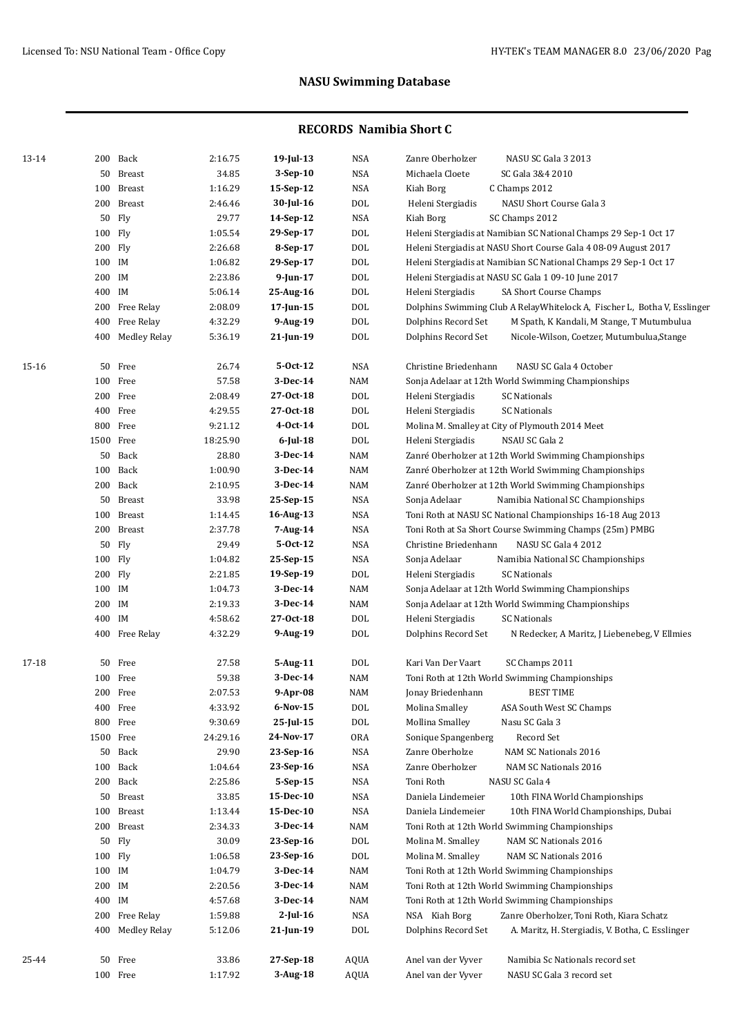## NASU Swimming Database

### RECORDS Namibia Short C

| Age | Dist | Event | Time | Date | Club | Name / Meet |
|---|---|---|---|---|---|---|
| 13-14 | 200 | Back | 2:16.75 | 19-Jul-13 | NSA | Zanre Oberholzer NASU SC Gala 3 2013 |
| | 50 | Breast | 34.85 | 3-Sep-10 | NSA | Michaela Cloete SC Gala 3&4 2010 |
| | 100 | Breast | 1:16.29 | 15-Sep-12 | NSA | Kiah Borg C Champs 2012 |
| | 200 | Breast | 2:46.46 | 30-Jul-16 | DOL | Heleni Stergiadis NASU Short Course Gala 3 |
| | 50 | Fly | 29.77 | 14-Sep-12 | NSA | Kiah Borg SC Champs 2012 |
| | 100 | Fly | 1:05.54 | 29-Sep-17 | DOL | Heleni Stergiadis at Namibian SC National Champs 29 Sep-1 Oct 17 |
| | 200 | Fly | 2:26.68 | 8-Sep-17 | DOL | Heleni Stergiadis at NASU Short Course Gala 4 08-09 August 2017 |
| | 100 | IM | 1:06.82 | 29-Sep-17 | DOL | Heleni Stergiadis at Namibian SC National Champs 29 Sep-1 Oct 17 |
| | 200 | IM | 2:23.86 | 9-Jun-17 | DOL | Heleni Stergiadis at NASU SC Gala 1 09-10 June 2017 |
| | 400 | IM | 5:06.14 | 25-Aug-16 | DOL | Heleni Stergiadis SA Short Course Champs |
| | 200 | Free Relay | 2:08.09 | 17-Jun-15 | DOL | Dolphins Swimming Club A RelayWhitelock A, Fischer L, Botha V, Esslinger |
| | 400 | Free Relay | 4:32.29 | 9-Aug-19 | DOL | Dolphins Record Set M Spath, K Kandali, M Stange, T Mutumbulua |
| | 400 | Medley Relay | 5:36.19 | 21-Jun-19 | DOL | Dolphins Record Set Nicole-Wilson, Coetzer, Mutumbulua,Stange |
| 15-16 | 50 | Free | 26.74 | 5-Oct-12 | NSA | Christine Briedenhann NASU SC Gala 4 October |
| | 100 | Free | 57.58 | 3-Dec-14 | NAM | Sonja Adelaar at 12th World Swimming Championships |
| | 200 | Free | 2:08.49 | 27-Oct-18 | DOL | Heleni Stergiadis SC Nationals |
| | 400 | Free | 4:29.55 | 27-Oct-18 | DOL | Heleni Stergiadis SC Nationals |
| | 800 | Free | 9:21.12 | 4-Oct-14 | DOL | Molina M. Smalley at City of Plymouth 2014 Meet |
| | 1500 | Free | 18:25.90 | 6-Jul-18 | DOL | Heleni Stergiadis NSAU SC Gala 2 |
| | 50 | Back | 28.80 | 3-Dec-14 | NAM | Zanré Oberholzer at 12th World Swimming Championships |
| | 100 | Back | 1:00.90 | 3-Dec-14 | NAM | Zanré Oberholzer at 12th World Swimming Championships |
| | 200 | Back | 2:10.95 | 3-Dec-14 | NAM | Zanré Oberholzer at 12th World Swimming Championships |
| | 50 | Breast | 33.98 | 25-Sep-15 | NSA | Sonja Adelaar Namibia National SC Championships |
| | 100 | Breast | 1:14.45 | 16-Aug-13 | NSA | Toni Roth at NASU SC National Championships 16-18 Aug 2013 |
| | 200 | Breast | 2:37.78 | 7-Aug-14 | NSA | Toni Roth at Sa Short Course Swimming Champs (25m) PMBG |
| | 50 | Fly | 29.49 | 5-Oct-12 | NSA | Christine Briedenhann NASU SC Gala 4 2012 |
| | 100 | Fly | 1:04.82 | 25-Sep-15 | NSA | Sonja Adelaar Namibia National SC Championships |
| | 200 | Fly | 2:21.85 | 19-Sep-19 | DOL | Heleni Stergiadis SC Nationals |
| | 100 | IM | 1:04.73 | 3-Dec-14 | NAM | Sonja Adelaar at 12th World Swimming Championships |
| | 200 | IM | 2:19.33 | 3-Dec-14 | NAM | Sonja Adelaar at 12th World Swimming Championships |
| | 400 | IM | 4:58.62 | 27-Oct-18 | DOL | Heleni Stergiadis SC Nationals |
| | 400 | Free Relay | 4:32.29 | 9-Aug-19 | DOL | Dolphins Record Set N Redecker, A Maritz, J Liebenebeg, V Ellmies |
| 17-18 | 50 | Free | 27.58 | 5-Aug-11 | DOL | Kari Van Der Vaart SC Champs 2011 |
| | 100 | Free | 59.38 | 3-Dec-14 | NAM | Toni Roth at 12th World Swimming Championships |
| | 200 | Free | 2:07.53 | 9-Apr-08 | NAM | Jonay Briedenhann BEST TIME |
| | 400 | Free | 4:33.92 | 6-Nov-15 | DOL | Molina Smalley ASA South West SC Champs |
| | 800 | Free | 9:30.69 | 25-Jul-15 | DOL | Mollina Smalley Nasu SC Gala 3 |
| | 1500 | Free | 24:29.16 | 24-Nov-17 | ORA | Sonique Spangenberg Record Set |
| | 50 | Back | 29.90 | 23-Sep-16 | NSA | Zanre Oberholze NAM SC Nationals 2016 |
| | 100 | Back | 1:04.64 | 23-Sep-16 | NSA | Zanre Oberholzer NAM SC Nationals 2016 |
| | 200 | Back | 2:25.86 | 5-Sep-15 | NSA | Toni Roth NASU SC Gala 4 |
| | 50 | Breast | 33.85 | 15-Dec-10 | NSA | Daniela Lindemeier 10th FINA World Championships |
| | 100 | Breast | 1:13.44 | 15-Dec-10 | NSA | Daniela Lindemeier 10th FINA World Championships, Dubai |
| | 200 | Breast | 2:34.33 | 3-Dec-14 | NAM | Toni Roth at 12th World Swimming Championships |
| | 50 | Fly | 30.09 | 23-Sep-16 | DOL | Molina M. Smalley NAM SC Nationals 2016 |
| | 100 | Fly | 1:06.58 | 23-Sep-16 | DOL | Molina M. Smalley NAM SC Nationals 2016 |
| | 100 | IM | 1:04.79 | 3-Dec-14 | NAM | Toni Roth at 12th World Swimming Championships |
| | 200 | IM | 2:20.56 | 3-Dec-14 | NAM | Toni Roth at 12th World Swimming Championships |
| | 400 | IM | 4:57.68 | 3-Dec-14 | NAM | Toni Roth at 12th World Swimming Championships |
| | 200 | Free Relay | 1:59.88 | 2-Jul-16 | NSA | NSA Kiah Borg Zanre Oberholzer, Toni Roth, Kiara Schatz |
| | 400 | Medley Relay | 5:12.06 | 21-Jun-19 | DOL | Dolphins Record Set A. Maritz, H. Stergiadis, V. Botha, C. Esslinger |
| 25-44 | 50 | Free | 33.86 | 27-Sep-18 | AQUA | Anel van der Vyver Namibia Sc Nationals record set |
| | 100 | Free | 1:17.92 | 3-Aug-18 | AQUA | Anel van der Vyver NASU SC Gala 3 record set |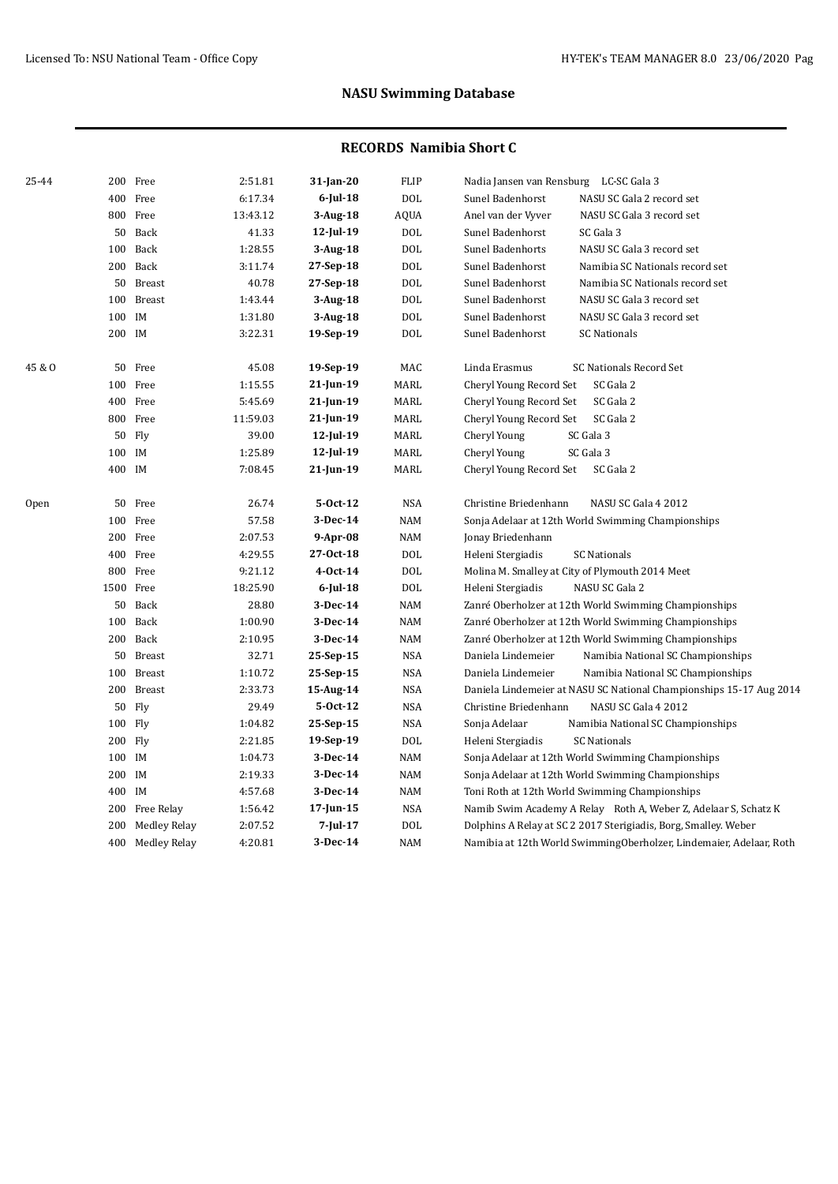## NASU Swimming Database

### RECORDS Namibia Short C

| Age | Dist | Event | Time | Date | Club | Name / Meet |
|---|---|---|---|---|---|---|
| 25-44 | 200 | Free | 2:51.81 | **31-Jan-20** | FLIP | Nadia Jansen van Rensburg LC-SC Gala 3 |
| | 400 | Free | 6:17.34 | **6-Jul-18** | DOL | Sunel Badenhorst NASU SC Gala 2 record set |
| | 800 | Free | 13:43.12 | **3-Aug-18** | AQUA | Anel van der Vyver NASU SC Gala 3 record set |
| | 50 | Back | 41.33 | **12-Jul-19** | DOL | Sunel Badenhorst SC Gala 3 |
| | 100 | Back | 1:28.55 | **3-Aug-18** | DOL | Sunel Badenhorts NASU SC Gala 3 record set |
| | 200 | Back | 3:11.74 | **27-Sep-18** | DOL | Sunel Badenhorst Namibia SC Nationals record set |
| | 50 | Breast | 40.78 | **27-Sep-18** | DOL | Sunel Badenhorst Namibia SC Nationals record set |
| | 100 | Breast | 1:43.44 | **3-Aug-18** | DOL | Sunel Badenhorst NASU SC Gala 3 record set |
| | 100 | IM | 1:31.80 | **3-Aug-18** | DOL | Sunel Badenhorst NASU SC Gala 3 record set |
| | 200 | IM | 3:22.31 | **19-Sep-19** | DOL | Sunel Badenhorst SC Nationals |
| 45 & O | 50 | Free | 45.08 | **19-Sep-19** | MAC | Linda Erasmus SC Nationals Record Set |
| | 100 | Free | 1:15.55 | **21-Jun-19** | MARL | Cheryl Young Record Set SC Gala 2 |
| | 400 | Free | 5:45.69 | **21-Jun-19** | MARL | Cheryl Young Record Set SC Gala 2 |
| | 800 | Free | 11:59.03 | **21-Jun-19** | MARL | Cheryl Young Record Set SC Gala 2 |
| | 50 | Fly | 39.00 | **12-Jul-19** | MARL | Cheryl Young SC Gala 3 |
| | 100 | IM | 1:25.89 | **12-Jul-19** | MARL | Cheryl Young SC Gala 3 |
| | 400 | IM | 7:08.45 | **21-Jun-19** | MARL | Cheryl Young Record Set SC Gala 2 |
| Open | 50 | Free | 26.74 | **5-Oct-12** | NSA | Christine Briedenhann NASU SC Gala 4 2012 |
| | 100 | Free | 57.58 | **3-Dec-14** | NAM | Sonja Adelaar at 12th World Swimming Championships |
| | 200 | Free | 2:07.53 | **9-Apr-08** | NAM | Jonay Briedenhann |
| | 400 | Free | 4:29.55 | **27-Oct-18** | DOL | Heleni Stergiadis SC Nationals |
| | 800 | Free | 9:21.12 | **4-Oct-14** | DOL | Molina M. Smalley at City of Plymouth 2014 Meet |
| | 1500 | Free | 18:25.90 | **6-Jul-18** | DOL | Heleni Stergiadis NASU SC Gala 2 |
| | 50 | Back | 28.80 | **3-Dec-14** | NAM | Zanré Oberholzer at 12th World Swimming Championships |
| | 100 | Back | 1:00.90 | **3-Dec-14** | NAM | Zanré Oberholzer at 12th World Swimming Championships |
| | 200 | Back | 2:10.95 | **3-Dec-14** | NAM | Zanré Oberholzer at 12th World Swimming Championships |
| | 50 | Breast | 32.71 | **25-Sep-15** | NSA | Daniela Lindemeier Namibia National SC Championships |
| | 100 | Breast | 1:10.72 | **25-Sep-15** | NSA | Daniela Lindemeier Namibia National SC Championships |
| | 200 | Breast | 2:33.73 | **15-Aug-14** | NSA | Daniela Lindemeier at NASU SC National Championships 15-17 Aug 2014 |
| | 50 | Fly | 29.49 | **5-Oct-12** | NSA | Christine Briedenhann NASU SC Gala 4 2012 |
| | 100 | Fly | 1:04.82 | **25-Sep-15** | NSA | Sonja Adelaar Namibia National SC Championships |
| | 200 | Fly | 2:21.85 | **19-Sep-19** | DOL | Heleni Stergiadis SC Nationals |
| | 100 | IM | 1:04.73 | **3-Dec-14** | NAM | Sonja Adelaar at 12th World Swimming Championships |
| | 200 | IM | 2:19.33 | **3-Dec-14** | NAM | Sonja Adelaar at 12th World Swimming Championships |
| | 400 | IM | 4:57.68 | **3-Dec-14** | NAM | Toni Roth at 12th World Swimming Championships |
| | 200 | Free Relay | 1:56.42 | **17-Jun-15** | NSA | Namib Swim Academy A Relay Roth A, Weber Z, Adelaar S, Schatz K |
| | 200 | Medley Relay | 2:07.52 | **7-Jul-17** | DOL | Dolphins A Relay at SC 2 2017 Sterigiadis, Borg, Smalley. Weber |
| | 400 | Medley Relay | 4:20.81 | **3-Dec-14** | NAM | Namibia at 12th World SwimmingOberholzer, Lindemaier, Adelaar, Roth |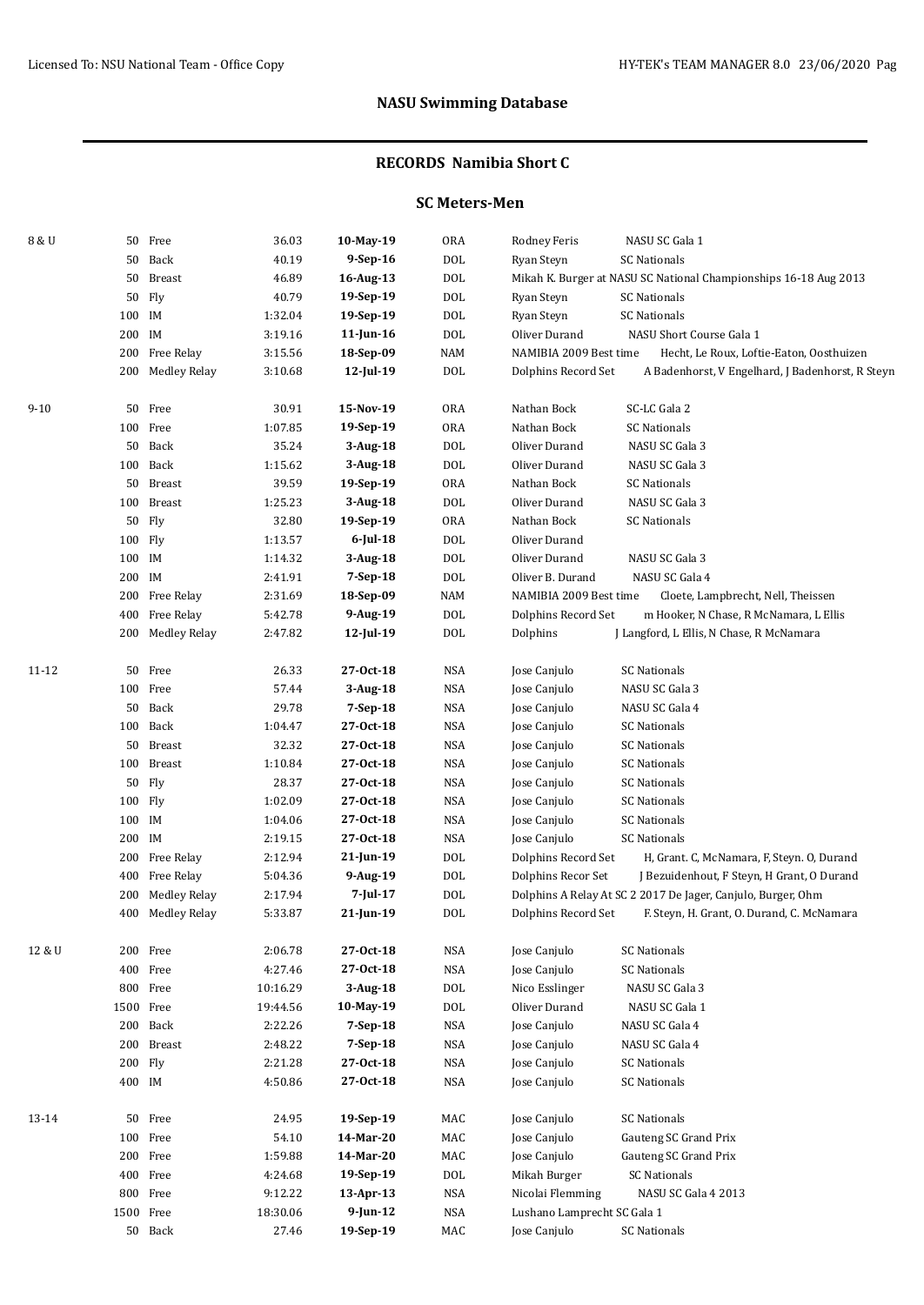# NASU Swimming Database

## RECORDS Namibia Short C

### SC Meters-Men

| Age | Dist | Event | Time | Date | Team | Name | Meet/Details |
|---|---|---|---|---|---|---|---|
| 8 & U | 50 | Free | 36.03 | **10-May-19** | ORA | Rodney Feris | NASU SC Gala 1 |
| | 50 | Back | 40.19 | **9-Sep-16** | DOL | Ryan Steyn | SC Nationals |
| | 50 | Breast | 46.89 | **16-Aug-13** | DOL | Mikah K. Burger at NASU SC National Championships 16-18 Aug 2013 | |
| | 50 | Fly | 40.79 | **19-Sep-19** | DOL | Ryan Steyn | SC Nationals |
| | 100 | IM | 1:32.04 | **19-Sep-19** | DOL | Ryan Steyn | SC Nationals |
| | 200 | IM | 3:19.16 | **11-Jun-16** | DOL | Oliver Durand | NASU Short Course Gala 1 |
| | 200 | Free Relay | 3:15.56 | **18-Sep-09** | NAM | NAMIBIA 2009 Best time | Hecht, Le Roux, Loftie-Eaton, Oosthuizen |
| | 200 | Medley Relay | 3:10.68 | **12-Jul-19** | DOL | Dolphins Record Set | A Badenhorst, V Engelhard, J Badenhorst, R Steyn |
| 9-10 | 50 | Free | 30.91 | **15-Nov-19** | ORA | Nathan Bock | SC-LC Gala 2 |
| | 100 | Free | 1:07.85 | **19-Sep-19** | ORA | Nathan Bock | SC Nationals |
| | 50 | Back | 35.24 | **3-Aug-18** | DOL | Oliver Durand | NASU SC Gala 3 |
| | 100 | Back | 1:15.62 | **3-Aug-18** | DOL | Oliver Durand | NASU SC Gala 3 |
| | 50 | Breast | 39.59 | **19-Sep-19** | ORA | Nathan Bock | SC Nationals |
| | 100 | Breast | 1:25.23 | **3-Aug-18** | DOL | Oliver Durand | NASU SC Gala 3 |
| | 50 | Fly | 32.80 | **19-Sep-19** | ORA | Nathan Bock | SC Nationals |
| | 100 | Fly | 1:13.57 | **6-Jul-18** | DOL | Oliver Durand | |
| | 100 | IM | 1:14.32 | **3-Aug-18** | DOL | Oliver Durand | NASU SC Gala 3 |
| | 200 | IM | 2:41.91 | **7-Sep-18** | DOL | Oliver B. Durand | NASU SC Gala 4 |
| | 200 | Free Relay | 2:31.69 | **18-Sep-09** | NAM | NAMIBIA 2009 Best time | Cloete, Lampbrecht, Nell, Theissen |
| | 400 | Free Relay | 5:42.78 | **9-Aug-19** | DOL | Dolphins Record Set | m Hooker, N Chase, R McNamara, L Ellis |
| | 200 | Medley Relay | 2:47.82 | **12-Jul-19** | DOL | Dolphins | J Langford, L Ellis, N Chase, R McNamara |
| 11-12 | 50 | Free | 26.33 | **27-Oct-18** | NSA | Jose Canjulo | SC Nationals |
| | 100 | Free | 57.44 | **3-Aug-18** | NSA | Jose Canjulo | NASU SC Gala 3 |
| | 50 | Back | 29.78 | **7-Sep-18** | NSA | Jose Canjulo | NASU SC Gala 4 |
| | 100 | Back | 1:04.47 | **27-Oct-18** | NSA | Jose Canjulo | SC Nationals |
| | 50 | Breast | 32.32 | **27-Oct-18** | NSA | Jose Canjulo | SC Nationals |
| | 100 | Breast | 1:10.84 | **27-Oct-18** | NSA | Jose Canjulo | SC Nationals |
| | 50 | Fly | 28.37 | **27-Oct-18** | NSA | Jose Canjulo | SC Nationals |
| | 100 | Fly | 1:02.09 | **27-Oct-18** | NSA | Jose Canjulo | SC Nationals |
| | 100 | IM | 1:04.06 | **27-Oct-18** | NSA | Jose Canjulo | SC Nationals |
| | 200 | IM | 2:19.15 | **27-Oct-18** | NSA | Jose Canjulo | SC Nationals |
| | 200 | Free Relay | 2:12.94 | **21-Jun-19** | DOL | Dolphins Record Set | H, Grant. C, McNamara, F, Steyn. O, Durand |
| | 400 | Free Relay | 5:04.36 | **9-Aug-19** | DOL | Dolphins Recor Set | J Bezuidenhout, F Steyn, H Grant, O Durand |
| | 200 | Medley Relay | 2:17.94 | **7-Jul-17** | DOL | Dolphins A Relay At SC 2 2017 De Jager, Canjulo, Burger, Ohm | |
| | 400 | Medley Relay | 5:33.87 | **21-Jun-19** | DOL | Dolphins Record Set | F. Steyn, H. Grant, O. Durand, C. McNamara |
| 12 & U | 200 | Free | 2:06.78 | **27-Oct-18** | NSA | Jose Canjulo | SC Nationals |
| | 400 | Free | 4:27.46 | **27-Oct-18** | NSA | Jose Canjulo | SC Nationals |
| | 800 | Free | 10:16.29 | **3-Aug-18** | DOL | Nico Esslinger | NASU SC Gala 3 |
| | 1500 | Free | 19:44.56 | **10-May-19** | DOL | Oliver Durand | NASU SC Gala 1 |
| | 200 | Back | 2:22.26 | **7-Sep-18** | NSA | Jose Canjulo | NASU SC Gala 4 |
| | 200 | Breast | 2:48.22 | **7-Sep-18** | NSA | Jose Canjulo | NASU SC Gala 4 |
| | 200 | Fly | 2:21.28 | **27-Oct-18** | NSA | Jose Canjulo | SC Nationals |
| | 400 | IM | 4:50.86 | **27-Oct-18** | NSA | Jose Canjulo | SC Nationals |
| 13-14 | 50 | Free | 24.95 | **19-Sep-19** | MAC | Jose Canjulo | SC Nationals |
| | 100 | Free | 54.10 | **14-Mar-20** | MAC | Jose Canjulo | Gauteng SC Grand Prix |
| | 200 | Free | 1:59.88 | **14-Mar-20** | MAC | Jose Canjulo | Gauteng SC Grand Prix |
| | 400 | Free | 4:24.68 | **19-Sep-19** | DOL | Mikah Burger | SC Nationals |
| | 800 | Free | 9:12.22 | **13-Apr-13** | NSA | Nicolai Flemming | NASU SC Gala 4 2013 |
| | 1500 | Free | 18:30.06 | **9-Jun-12** | NSA | Lushano Lamprecht SC Gala 1 | |
| | 50 | Back | 27.46 | **19-Sep-19** | MAC | Jose Canjulo | SC Nationals |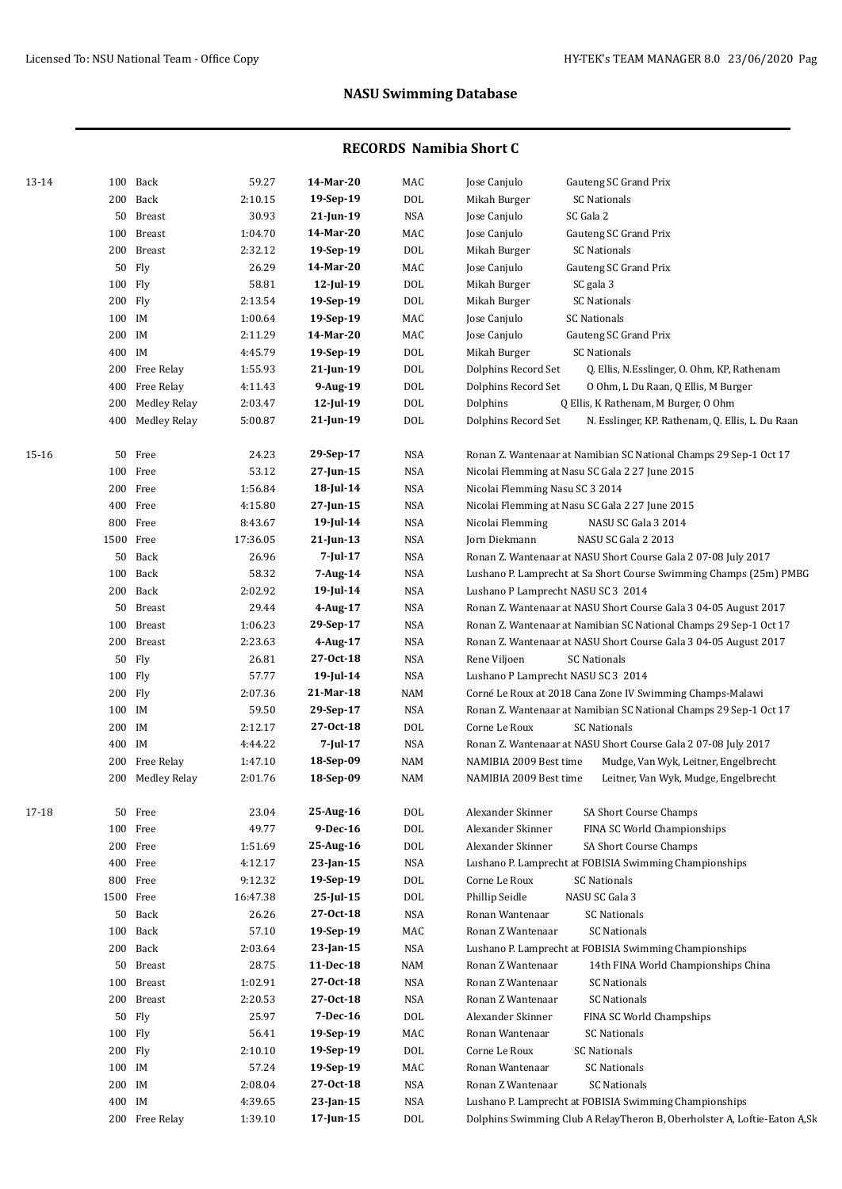## NASU Swimming Database

### RECORDS Namibia Short C

| Age | Dist | Event | Time | Date | Team | Name | Meet |
|---|---|---|---|---|---|---|---|
| 13-14 | 100 | Back | 59.27 | **14-Mar-20** | MAC | Jose Canjulo | Gauteng SC Grand Prix |
| | 200 | Back | 2:10.15 | **19-Sep-19** | DOL | Mikah Burger | SC Nationals |
| | 50 | Breast | 30.93 | **21-Jun-19** | NSA | Jose Canjulo | SC Gala 2 |
| | 100 | Breast | 1:04.70 | **14-Mar-20** | MAC | Jose Canjulo | Gauteng SC Grand Prix |
| | 200 | Breast | 2:32.12 | **19-Sep-19** | DOL | Mikah Burger | SC Nationals |
| | 50 | Fly | 26.29 | **14-Mar-20** | MAC | Jose Canjulo | Gauteng SC Grand Prix |
| | 100 | Fly | 58.81 | **12-Jul-19** | DOL | Mikah Burger | SC gala 3 |
| | 200 | Fly | 2:13.54 | **19-Sep-19** | DOL | Mikah Burger | SC Nationals |
| | 100 | IM | 1:00.64 | **19-Sep-19** | MAC | Jose Canjulo | SC Nationals |
| | 200 | IM | 2:11.29 | **14-Mar-20** | MAC | Jose Canjulo | Gauteng SC Grand Prix |
| | 400 | IM | 4:45.79 | **19-Sep-19** | DOL | Mikah Burger | SC Nationals |
| | 200 | Free Relay | 1:55.93 | **21-Jun-19** | DOL | Dolphins Record Set | Q. Ellis, N.Esslinger, O. Ohm, KP, Rathenam |
| | 400 | Free Relay | 4:11.43 | **9-Aug-19** | DOL | Dolphins Record Set | O Ohm, L Du Raan, Q Ellis, M Burger |
| | 200 | Medley Relay | 2:03.47 | **12-Jul-19** | DOL | Dolphins | Q Ellis, K Rathenam, M Burger, O Ohm |
| | 400 | Medley Relay | 5:00.87 | **21-Jun-19** | DOL | Dolphins Record Set | N. Esslinger, KP. Rathenam, Q. Ellis, L. Du Raan |
| 15-16 | 50 | Free | 24.23 | **29-Sep-17** | NSA | Ronan Z. Wantenaar at Namibian SC National Champs 29 Sep-1 Oct 17 | |
| | 100 | Free | 53.12 | **27-Jun-15** | NSA | Nicolai Flemming at Nasu SC Gala 2 27 June 2015 | |
| | 200 | Free | 1:56.84 | **18-Jul-14** | NSA | Nicolai Flemming Nasu SC 3 2014 | |
| | 400 | Free | 4:15.80 | **27-Jun-15** | NSA | Nicolai Flemming at Nasu SC Gala 2 27 June 2015 | |
| | 800 | Free | 8:43.67 | **19-Jul-14** | NSA | Nicolai Flemming | NASU SC Gala 3 2014 |
| | 1500 | Free | 17:36.05 | **21-Jun-13** | NSA | Jorn Diekmann | NASU SC Gala 2 2013 |
| | 50 | Back | 26.96 | **7-Jul-17** | NSA | Ronan Z. Wantenaar at NASU Short Course Gala 2 07-08 July 2017 | |
| | 100 | Back | 58.32 | **7-Aug-14** | NSA | Lushano P. Lamprecht at Sa Short Course Swimming Champs (25m) PMBG | |
| | 200 | Back | 2:02.92 | **19-Jul-14** | NSA | Lushano P Lamprecht NASU SC 3 2014 | |
| | 50 | Breast | 29.44 | **4-Aug-17** | NSA | Ronan Z. Wantenaar at NASU Short Course Gala 3 04-05 August 2017 | |
| | 100 | Breast | 1:06.23 | **29-Sep-17** | NSA | Ronan Z. Wantenaar at Namibian SC National Champs 29 Sep-1 Oct 17 | |
| | 200 | Breast | 2:23.63 | **4-Aug-17** | NSA | Ronan Z. Wantenaar at NASU Short Course Gala 3 04-05 August 2017 | |
| | 50 | Fly | 26.81 | **27-Oct-18** | NSA | Rene Viljoen | SC Nationals |
| | 100 | Fly | 57.77 | **19-Jul-14** | NSA | Lushano P Lamprecht NASU SC 3 2014 | |
| | 200 | Fly | 2:07.36 | **21-Mar-18** | NAM | Corné Le Roux at 2018 Cana Zone IV Swimming Champs-Malawi | |
| | 100 | IM | 59.50 | **29-Sep-17** | NSA | Ronan Z. Wantenaar at Namibian SC National Champs 29 Sep-1 Oct 17 | |
| | 200 | IM | 2:12.17 | **27-Oct-18** | DOL | Corne Le Roux | SC Nationals |
| | 400 | IM | 4:44.22 | **7-Jul-17** | NSA | Ronan Z. Wantenaar at NASU Short Course Gala 2 07-08 July 2017 | |
| | 200 | Free Relay | 1:47.10 | **18-Sep-09** | NAM | NAMIBIA 2009 Best time | Mudge, Van Wyk, Leitner, Engelbrecht |
| | 200 | Medley Relay | 2:01.76 | **18-Sep-09** | NAM | NAMIBIA 2009 Best time | Leitner, Van Wyk, Mudge, Engelbrecht |
| 17-18 | 50 | Free | 23.04 | **25-Aug-16** | DOL | Alexander Skinner | SA Short Course Champs |
| | 100 | Free | 49.77 | **9-Dec-16** | DOL | Alexander Skinner | FINA SC World Championships |
| | 200 | Free | 1:51.69 | **25-Aug-16** | DOL | Alexander Skinner | SA Short Course Champs |
| | 400 | Free | 4:12.17 | **23-Jan-15** | NSA | Lushano P. Lamprecht at FOBISIA Swimming Championships | |
| | 800 | Free | 9:12.32 | **19-Sep-19** | DOL | Corne Le Roux | SC Nationals |
| | 1500 | Free | 16:47.38 | **25-Jul-15** | DOL | Phillip Seidle | NASU SC Gala 3 |
| | 50 | Back | 26.26 | **27-Oct-18** | NSA | Ronan Wantenaar | SC Nationals |
| | 100 | Back | 57.10 | **19-Sep-19** | MAC | Ronan Z Wantenaar | SC Nationals |
| | 200 | Back | 2:03.64 | **23-Jan-15** | NSA | Lushano P. Lamprecht at FOBISIA Swimming Championships | |
| | 50 | Breast | 28.75 | **11-Dec-18** | NAM | Ronan Z Wantenaar | 14th FINA World Championships China |
| | 100 | Breast | 1:02.91 | **27-Oct-18** | NSA | Ronan Z Wantenaar | SC Nationals |
| | 200 | Breast | 2:20.53 | **27-Oct-18** | NSA | Ronan Z Wantenaar | SC Nationals |
| | 50 | Fly | 25.97 | **7-Dec-16** | DOL | Alexander Skinner | FINA SC World Champships |
| | 100 | Fly | 56.41 | **19-Sep-19** | MAC | Ronan Wantenaar | SC Nationals |
| | 200 | Fly | 2:10.10 | **19-Sep-19** | DOL | Corne Le Roux | SC Nationals |
| | 100 | IM | 57.24 | **19-Sep-19** | MAC | Ronan Wantenaar | SC Nationals |
| | 200 | IM | 2:08.04 | **27-Oct-18** | NSA | Ronan Z Wantenaar | SC Nationals |
| | 400 | IM | 4:39.65 | **23-Jan-15** | NSA | Lushano P. Lamprecht at FOBISIA Swimming Championships | |
| | 200 | Free Relay | 1:39.10 | **17-Jun-15** | DOL | Dolphins Swimming Club A RelayTheron B, Oberholster A, Loftie-Eaton A,Sk | |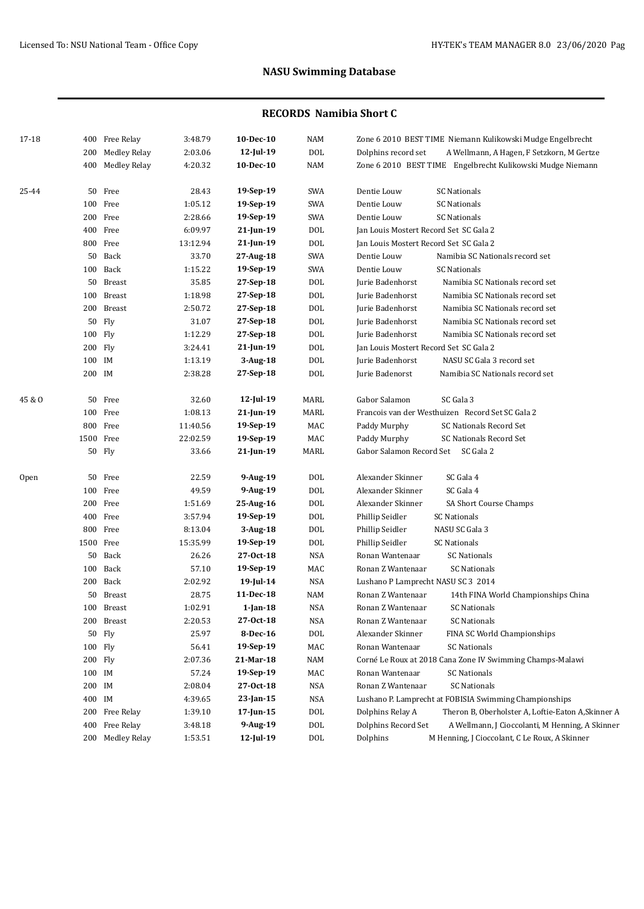## NASU Swimming Database

### RECORDS Namibia Short C

| Age Group | Event | | Time | Date | Club | Details | |
|---|---|---|---|---|---|---|---|
| 17-18 | 400 | Free Relay | 3:48.79 | **10-Dec-10** | NAM | Zone 6 2010 BEST TIME Niemann Kulikowski Mudge Engelbrecht | |
| | 200 | Medley Relay | 2:03.06 | **12-Jul-19** | DOL | Dolphins record set | A Wellmann, A Hagen, F Setzkorn, M Gertze |
| | 400 | Medley Relay | 4:20.32 | **10-Dec-10** | NAM | Zone 6 2010 BEST TIME Engelbrecht Kulikowski Mudge Niemann | |
| 25-44 | 50 | Free | 28.43 | **19-Sep-19** | SWA | Dentie Louw | SC Nationals |
| | 100 | Free | 1:05.12 | **19-Sep-19** | SWA | Dentie Louw | SC Nationals |
| | 200 | Free | 2:28.66 | **19-Sep-19** | SWA | Dentie Louw | SC Nationals |
| | 400 | Free | 6:09.97 | **21-Jun-19** | DOL | Jan Louis Mostert Record Set SC Gala 2 | |
| | 800 | Free | 13:12.94 | **21-Jun-19** | DOL | Jan Louis Mostert Record Set SC Gala 2 | |
| | 50 | Back | 33.70 | **27-Aug-18** | SWA | Dentie Louw | Namibia SC Nationals record set |
| | 100 | Back | 1:15.22 | **19-Sep-19** | SWA | Dentie Louw | SC Nationals |
| | 50 | Breast | 35.85 | **27-Sep-18** | DOL | Jurie Badenhorst | Namibia SC Nationals record set |
| | 100 | Breast | 1:18.98 | **27-Sep-18** | DOL | Jurie Badenhorst | Namibia SC Nationals record set |
| | 200 | Breast | 2:50.72 | **27-Sep-18** | DOL | Jurie Badenhorst | Namibia SC Nationals record set |
| | 50 | Fly | 31.07 | **27-Sep-18** | DOL | Jurie Badenhorst | Namibia SC Nationals record set |
| | 100 | Fly | 1:12.29 | **27-Sep-18** | DOL | Jurie Badenhorst | Namibia SC Nationals record set |
| | 200 | Fly | 3:24.41 | **21-Jun-19** | DOL | Jan Louis Mostert Record Set SC Gala 2 | |
| | 100 | IM | 1:13.19 | **3-Aug-18** | DOL | Jurie Badenhorst | NASU SC Gala 3 record set |
| | 200 | IM | 2:38.28 | **27-Sep-18** | DOL | Jurie Badenorst | Namibia SC Nationals record set |
| 45 & O | 50 | Free | 32.60 | **12-Jul-19** | MARL | Gabor Salamon | SC Gala 3 |
| | 100 | Free | 1:08.13 | **21-Jun-19** | MARL | Francois van der Westhuizen Record Set SC Gala 2 | |
| | 800 | Free | 11:40.56 | **19-Sep-19** | MAC | Paddy Murphy | SC Nationals Record Set |
| | 1500 | Free | 22:02.59 | **19-Sep-19** | MAC | Paddy Murphy | SC Nationals Record Set |
| | 50 | Fly | 33.66 | **21-Jun-19** | MARL | Gabor Salamon Record Set SC Gala 2 | |
| Open | 50 | Free | 22.59 | **9-Aug-19** | DOL | Alexander Skinner | SC Gala 4 |
| | 100 | Free | 49.59 | **9-Aug-19** | DOL | Alexander Skinner | SC Gala 4 |
| | 200 | Free | 1:51.69 | **25-Aug-16** | DOL | Alexander Skinner | SA Short Course Champs |
| | 400 | Free | 3:57.94 | **19-Sep-19** | DOL | Phillip Seidler | SC Nationals |
| | 800 | Free | 8:13.04 | **3-Aug-18** | DOL | Phillip Seidler | NASU SC Gala 3 |
| | 1500 | Free | 15:35.99 | **19-Sep-19** | DOL | Phillip Seidler | SC Nationals |
| | 50 | Back | 26.26 | **27-Oct-18** | NSA | Ronan Wantenaar | SC Nationals |
| | 100 | Back | 57.10 | **19-Sep-19** | MAC | Ronan Z Wantenaar | SC Nationals |
| | 200 | Back | 2:02.92 | **19-Jul-14** | NSA | Lushano P Lamprecht NASU SC 3 2014 | |
| | 50 | Breast | 28.75 | **11-Dec-18** | NAM | Ronan Z Wantenaar | 14th FINA World Championships China |
| | 100 | Breast | 1:02.91 | **1-Jan-18** | NSA | Ronan Z Wantenaar | SC Nationals |
| | 200 | Breast | 2:20.53 | **27-Oct-18** | NSA | Ronan Z Wantenaar | SC Nationals |
| | 50 | Fly | 25.97 | **8-Dec-16** | DOL | Alexander Skinner | FINA SC World Championships |
| | 100 | Fly | 56.41 | **19-Sep-19** | MAC | Ronan Wantenaar | SC Nationals |
| | 200 | Fly | 2:07.36 | **21-Mar-18** | NAM | Corné Le Roux at 2018 Cana Zone IV Swimming Champs-Malawi | |
| | 100 | IM | 57.24 | **19-Sep-19** | MAC | Ronan Wantenaar | SC Nationals |
| | 200 | IM | 2:08.04 | **27-Oct-18** | NSA | Ronan Z Wantenaar | SC Nationals |
| | 400 | IM | 4:39.65 | **23-Jan-15** | NSA | Lushano P. Lamprecht at FOBISIA Swimming Championships | |
| | 200 | Free Relay | 1:39.10 | **17-Jun-15** | DOL | Dolphins Relay A | Theron B, Oberholster A, Loftie-Eaton A,Skinner A |
| | 400 | Free Relay | 3:48.18 | **9-Aug-19** | DOL | Dolphins Record Set | A Wellmann, J Cioccolanti, M Henning, A Skinner |
| | 200 | Medley Relay | 1:53.51 | **12-Jul-19** | DOL | Dolphins | M Henning, J Cioccolant, C Le Roux, A Skinner |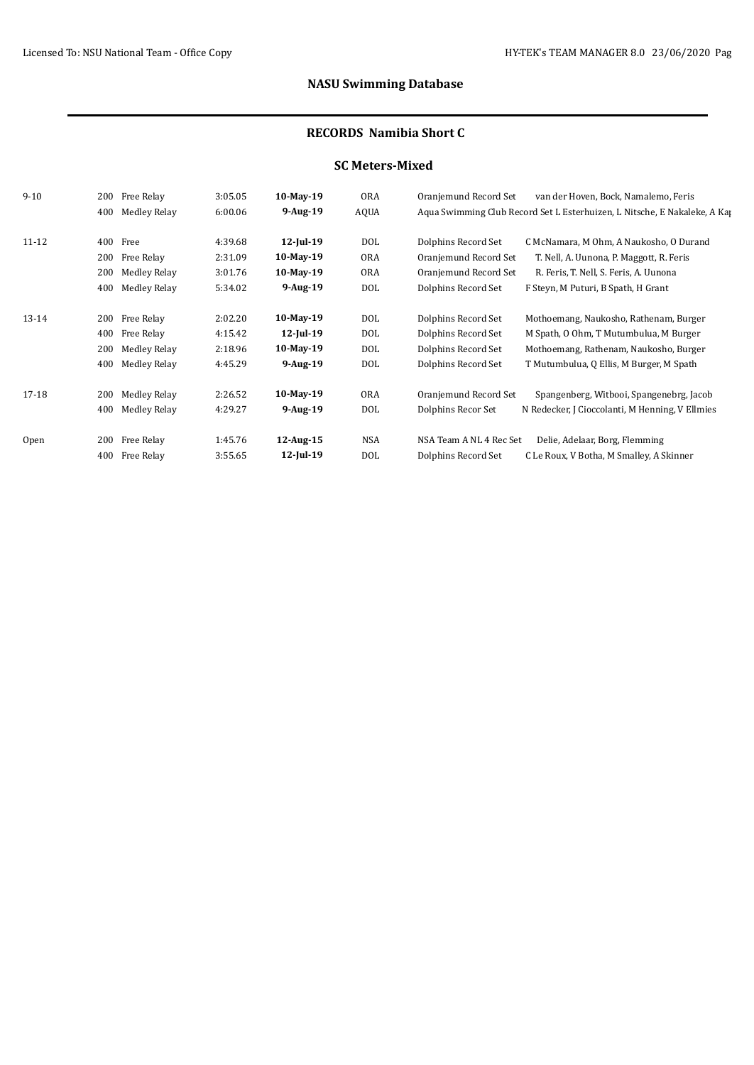## NASU Swimming Database

### RECORDS Namibia Short C

### SC Meters-Mixed

| | | | | | | | |
|---|---|---|---|---|---|---|---|
| 9-10 | 200 | Free Relay | 3:05.05 | **10-May-19** | ORA | Oranjemund Record Set | van der Hoven, Bock, Namalemo, Feris |
| | 400 | Medley Relay | 6:00.06 | **9-Aug-19** | AQUA | Aqua Swimming Club Record Set | L Esterhuizen, L Nitsche, E Nakaleke, A Kap |
| 11-12 | 400 | Free | 4:39.68 | **12-Jul-19** | DOL | Dolphins Record Set | C McNamara, M Ohm, A Naukosho, O Durand |
| | 200 | Free Relay | 2:31.09 | **10-May-19** | ORA | Oranjemund Record Set | T. Nell, A. Uunona, P. Maggott, R. Feris |
| | 200 | Medley Relay | 3:01.76 | **10-May-19** | ORA | Oranjemund Record Set | R. Feris, T. Nell, S. Feris, A. Uunona |
| | 400 | Medley Relay | 5:34.02 | **9-Aug-19** | DOL | Dolphins Record Set | F Steyn, M Puturi, B Spath, H Grant |
| 13-14 | 200 | Free Relay | 2:02.20 | **10-May-19** | DOL | Dolphins Record Set | Mothoemang, Naukosho, Rathenam, Burger |
| | 400 | Free Relay | 4:15.42 | **12-Jul-19** | DOL | Dolphins Record Set | M Spath, O Ohm, T Mutumbulua, M Burger |
| | 200 | Medley Relay | 2:18.96 | **10-May-19** | DOL | Dolphins Record Set | Mothoemang, Rathenam, Naukosho, Burger |
| | 400 | Medley Relay | 4:45.29 | **9-Aug-19** | DOL | Dolphins Record Set | T Mutumbulua, Q Ellis, M Burger, M Spath |
| 17-18 | 200 | Medley Relay | 2:26.52 | **10-May-19** | ORA | Oranjemund Record Set | Spangenberg, Witbooi, Spangenebrg, Jacob |
| | 400 | Medley Relay | 4:29.27 | **9-Aug-19** | DOL | Dolphins Recor Set | N Redecker, J Cioccolanti, M Henning, V Ellmies |
| Open | 200 | Free Relay | 1:45.76 | **12-Aug-15** | NSA | NSA Team A NL 4 Rec Set | Delie, Adelaar, Borg, Flemming |
| | 400 | Free Relay | 3:55.65 | **12-Jul-19** | DOL | Dolphins Record Set | C Le Roux, V Botha, M Smalley, A Skinner |